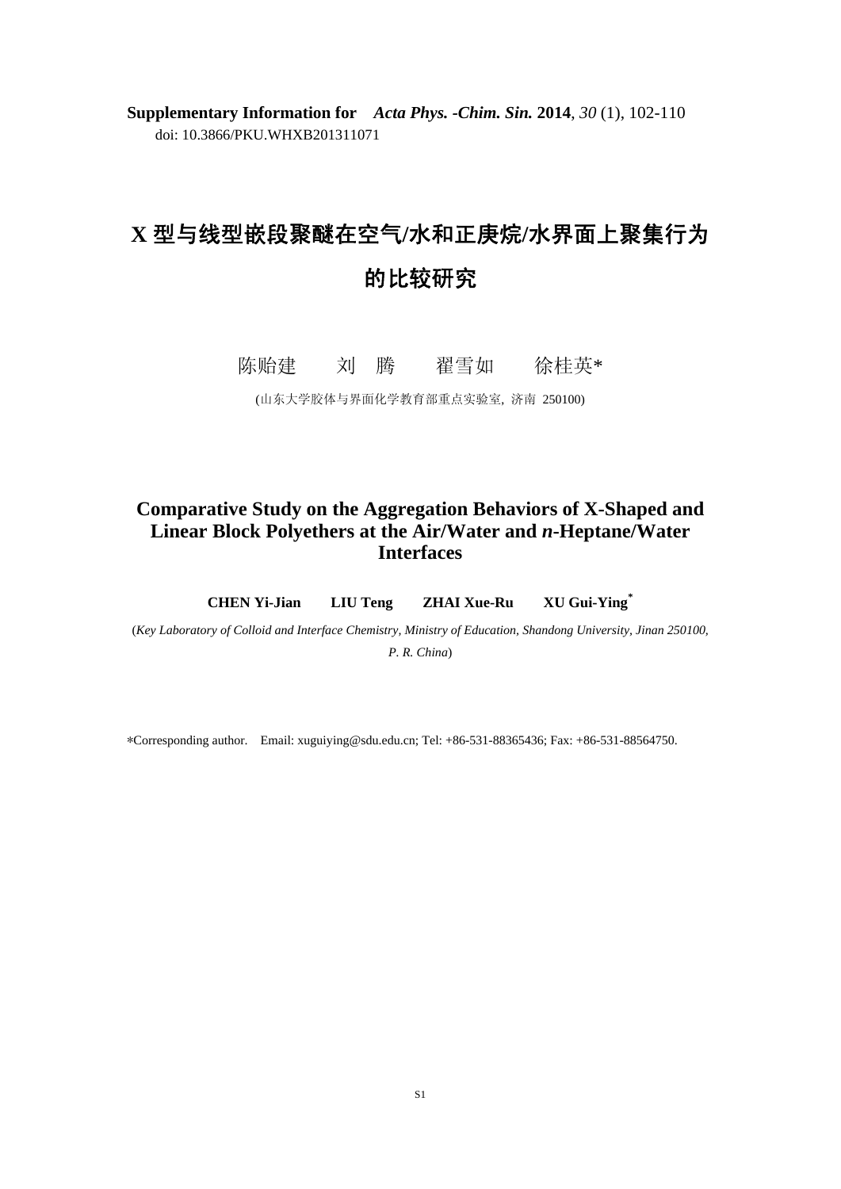**Supplementary Information for** *Acta Phys. -Chim. Sin.* **2014**, *30* (1), 102-110
doi: 10.3866/PKU.WHXB201311071

# X 型与线型嵌段聚醚在空气/水和正庚烷/水界面上聚集行为的比较研究

陈贻建　　刘　腾　　翟雪如　　徐桂英*

(山东大学胶体与界面化学教育部重点实验室，济南 250100)

# Comparative Study on the Aggregation Behaviors of X-Shaped and Linear Block Polyethers at the Air/Water and *n*-Heptane/Water Interfaces

**CHEN Yi-Jian　　LIU Teng　　ZHAI Xue-Ru　　XU Gui-Ying***

(*Key Laboratory of Colloid and Interface Chemistry, Ministry of Education, Shandong University, Jinan 250100, P. R. China*)

*Corresponding author.　Email: xuguiying@sdu.edu.cn; Tel: +86-531-88365436; Fax: +86-531-88564750.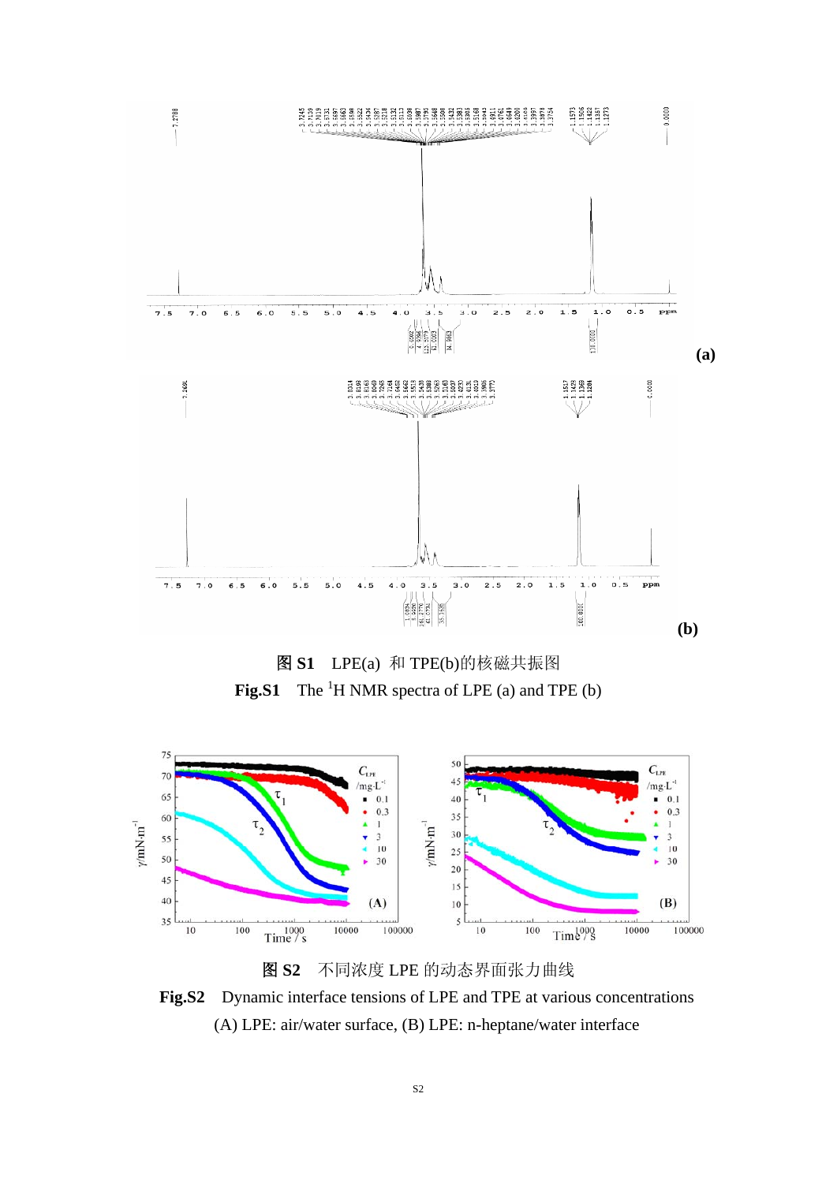**图 S1**　LPE(a) 和 TPE(b)的核磁共振图

**Fig.S1**　The $^{1}$H NMR spectra of LPE (a) and TPE (b)

**图 S2**　不同浓度 LPE 的动态界面张力曲线

**Fig.S2**　Dynamic interface tensions of LPE and TPE at various concentrations

(A) LPE: air/water surface, (B) LPE: n-heptane/water interface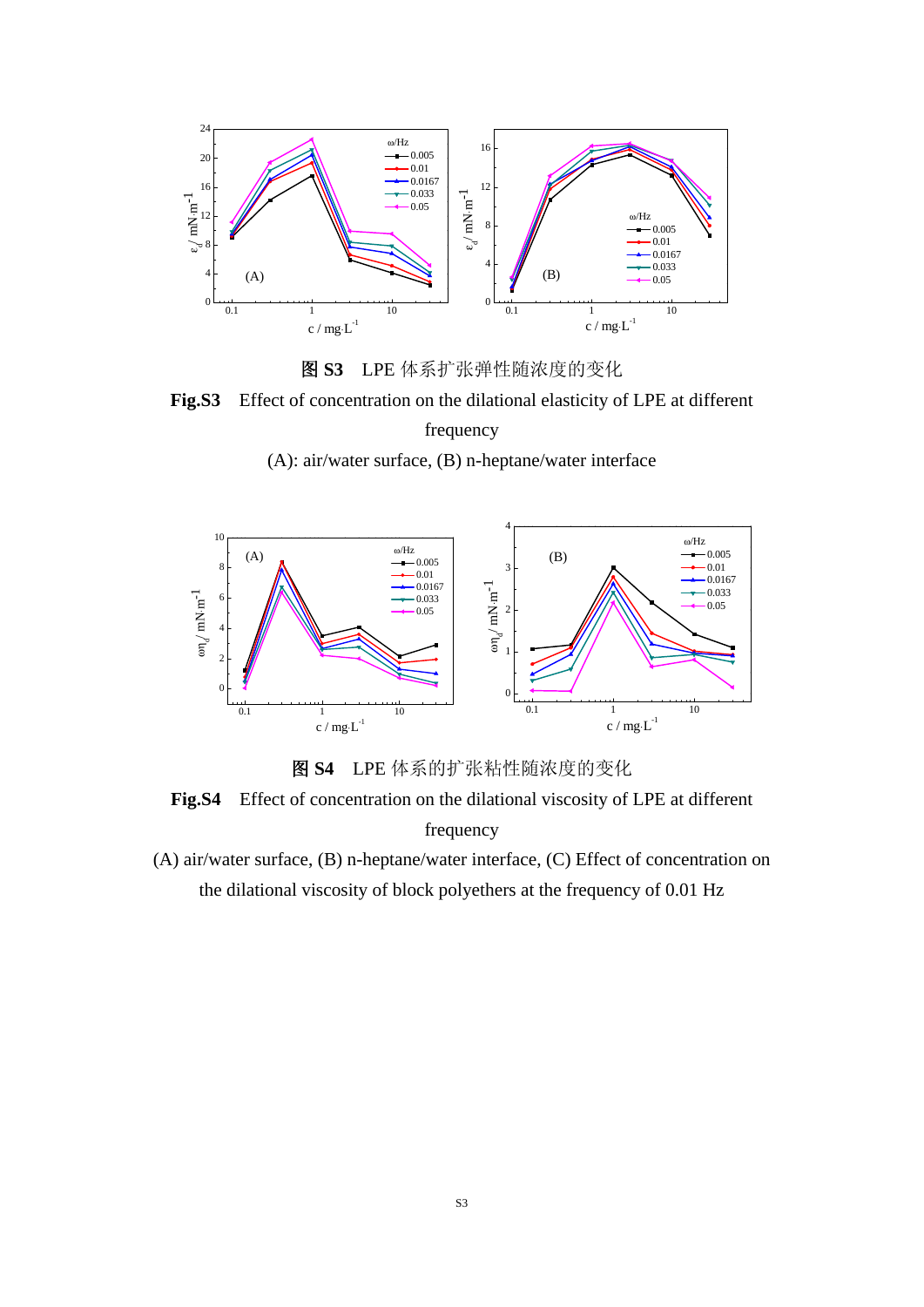$\varepsilon_d$ / mN·m$^{-1}$

c / mg·L$^{-1}$

ω/Hz

0.005

0.01

0.0167

0.033

0.05

(A)

(B)

**图 S3** LPE 体系扩张弹性随浓度的变化

**Fig.S3** Effect of concentration on the dilational elasticity of LPE at different frequency

(A): air/water surface, (B) n-heptane/water interface

$\omega\eta_d$ / mN·m$^{-1}$

c / mg·L$^{-1}$

ω/Hz

0.005

0.01

0.0167

0.033

0.05

(A)

(B)

**图 S4** LPE 体系的扩张粘性随浓度的变化

**Fig.S4** Effect of concentration on the dilational viscosity of LPE at different frequency

(A) air/water surface, (B) n-heptane/water interface, (C) Effect of concentration on the dilational viscosity of block polyethers at the frequency of 0.01 Hz